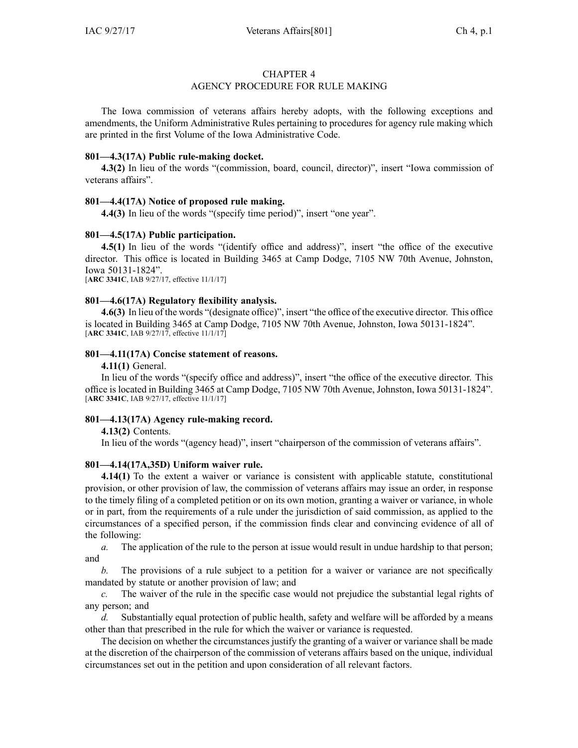# CHAPTER 4
## AGENCY PROCEDURE FOR RULE MAKING

The Iowa commission of veterans affairs hereby adopts, with the following exceptions and amendments, the Uniform Administrative Rules pertaining to procedures for agency rule making which are printed in the first Volume of the Iowa Administrative Code.

**801—4.3(17A) Public rule-making docket.**

**4.3(2)** In lieu of the words "(commission, board, council, director)", insert "Iowa commission of veterans affairs".

**801—4.4(17A) Notice of proposed rule making.**

**4.4(3)** In lieu of the words "(specify time period)", insert "one year".

**801—4.5(17A) Public participation.**

**4.5(1)** In lieu of the words "(identify office and address)", insert "the office of the executive director. This office is located in Building 3465 at Camp Dodge, 7105 NW 70th Avenue, Johnston, Iowa 50131-1824".

[**ARC 3341C**, IAB 9/27/17, effective 11/1/17]

**801—4.6(17A) Regulatory flexibility analysis.**

**4.6(3)** In lieu of the words "(designate office)", insert "the office of the executive director. This office is located in Building 3465 at Camp Dodge, 7105 NW 70th Avenue, Johnston, Iowa 50131-1824".

[**ARC 3341C**, IAB 9/27/17, effective 11/1/17]

**801—4.11(17A) Concise statement of reasons.**

**4.11(1)** General.

In lieu of the words "(specify office and address)", insert "the office of the executive director. This office is located in Building 3465 at Camp Dodge, 7105 NW 70th Avenue, Johnston, Iowa 50131-1824".

[**ARC 3341C**, IAB 9/27/17, effective 11/1/17]

**801—4.13(17A) Agency rule-making record.**

**4.13(2)** Contents.

In lieu of the words "(agency head)", insert "chairperson of the commission of veterans affairs".

**801—4.14(17A,35D) Uniform waiver rule.**

**4.14(1)** To the extent a waiver or variance is consistent with applicable statute, constitutional provision, or other provision of law, the commission of veterans affairs may issue an order, in response to the timely filing of a completed petition or on its own motion, granting a waiver or variance, in whole or in part, from the requirements of a rule under the jurisdiction of said commission, as applied to the circumstances of a specified person, if the commission finds clear and convincing evidence of all of the following:

*a.* The application of the rule to the person at issue would result in undue hardship to that person; and

*b.* The provisions of a rule subject to a petition for a waiver or variance are not specifically mandated by statute or another provision of law; and

*c.* The waiver of the rule in the specific case would not prejudice the substantial legal rights of any person; and

*d.* Substantially equal protection of public health, safety and welfare will be afforded by a means other than that prescribed in the rule for which the waiver or variance is requested.

The decision on whether the circumstances justify the granting of a waiver or variance shall be made at the discretion of the chairperson of the commission of veterans affairs based on the unique, individual circumstances set out in the petition and upon consideration of all relevant factors.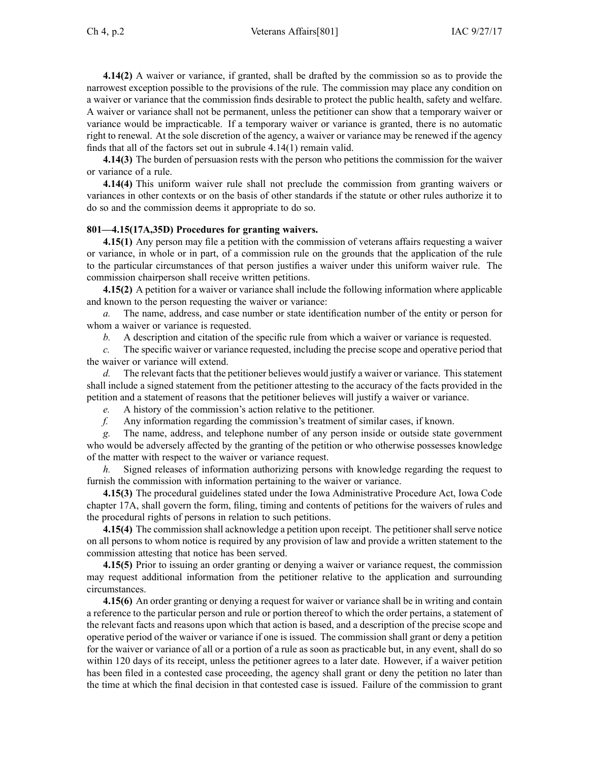**4.14(2)** A waiver or variance, if granted, shall be drafted by the commission so as to provide the narrowest exception possible to the provisions of the rule. The commission may place any condition on a waiver or variance that the commission finds desirable to protect the public health, safety and welfare. A waiver or variance shall not be permanent, unless the petitioner can show that a temporary waiver or variance would be impracticable. If a temporary waiver or variance is granted, there is no automatic right to renewal. At the sole discretion of the agency, a waiver or variance may be renewed if the agency finds that all of the factors set out in subrule 4.14(1) remain valid.

**4.14(3)** The burden of persuasion rests with the person who petitions the commission for the waiver or variance of a rule.

**4.14(4)** This uniform waiver rule shall not preclude the commission from granting waivers or variances in other contexts or on the basis of other standards if the statute or other rules authorize it to do so and the commission deems it appropriate to do so.

**801—4.15(17A,35D) Procedures for granting waivers.**

**4.15(1)** Any person may file a petition with the commission of veterans affairs requesting a waiver or variance, in whole or in part, of a commission rule on the grounds that the application of the rule to the particular circumstances of that person justifies a waiver under this uniform waiver rule. The commission chairperson shall receive written petitions.

**4.15(2)** A petition for a waiver or variance shall include the following information where applicable and known to the person requesting the waiver or variance:

*a.* The name, address, and case number or state identification number of the entity or person for whom a waiver or variance is requested.

*b.* A description and citation of the specific rule from which a waiver or variance is requested.

*c.* The specific waiver or variance requested, including the precise scope and operative period that the waiver or variance will extend.

*d.* The relevant facts that the petitioner believes would justify a waiver or variance. This statement shall include a signed statement from the petitioner attesting to the accuracy of the facts provided in the petition and a statement of reasons that the petitioner believes will justify a waiver or variance.

*e.* A history of the commission's action relative to the petitioner.

*f.* Any information regarding the commission's treatment of similar cases, if known.

*g.* The name, address, and telephone number of any person inside or outside state government who would be adversely affected by the granting of the petition or who otherwise possesses knowledge of the matter with respect to the waiver or variance request.

*h.* Signed releases of information authorizing persons with knowledge regarding the request to furnish the commission with information pertaining to the waiver or variance.

**4.15(3)** The procedural guidelines stated under the Iowa Administrative Procedure Act, Iowa Code chapter 17A, shall govern the form, filing, timing and contents of petitions for the waivers of rules and the procedural rights of persons in relation to such petitions.

**4.15(4)** The commission shall acknowledge a petition upon receipt. The petitioner shall serve notice on all persons to whom notice is required by any provision of law and provide a written statement to the commission attesting that notice has been served.

**4.15(5)** Prior to issuing an order granting or denying a waiver or variance request, the commission may request additional information from the petitioner relative to the application and surrounding circumstances.

**4.15(6)** An order granting or denying a request for waiver or variance shall be in writing and contain a reference to the particular person and rule or portion thereof to which the order pertains, a statement of the relevant facts and reasons upon which that action is based, and a description of the precise scope and operative period of the waiver or variance if one is issued. The commission shall grant or deny a petition for the waiver or variance of all or a portion of a rule as soon as practicable but, in any event, shall do so within 120 days of its receipt, unless the petitioner agrees to a later date. However, if a waiver petition has been filed in a contested case proceeding, the agency shall grant or deny the petition no later than the time at which the final decision in that contested case is issued. Failure of the commission to grant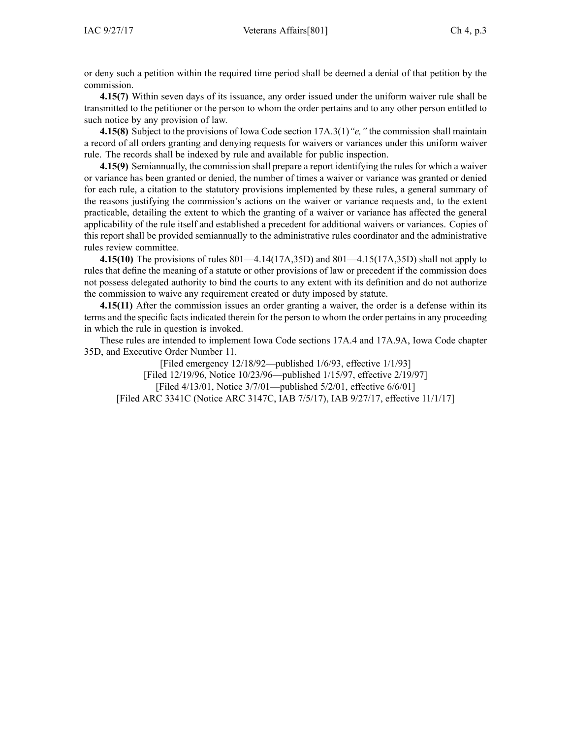or deny such a petition within the required time period shall be deemed a denial of that petition by the commission.

**4.15(7)** Within seven days of its issuance, any order issued under the uniform waiver rule shall be transmitted to the petitioner or the person to whom the order pertains and to any other person entitled to such notice by any provision of law.

**4.15(8)** Subject to the provisions of Iowa Code section 17A.3(1)*"e,"* the commission shall maintain a record of all orders granting and denying requests for waivers or variances under this uniform waiver rule. The records shall be indexed by rule and available for public inspection.

**4.15(9)** Semiannually, the commission shall prepare a report identifying the rules for which a waiver or variance has been granted or denied, the number of times a waiver or variance was granted or denied for each rule, a citation to the statutory provisions implemented by these rules, a general summary of the reasons justifying the commission's actions on the waiver or variance requests and, to the extent practicable, detailing the extent to which the granting of a waiver or variance has affected the general applicability of the rule itself and established a precedent for additional waivers or variances. Copies of this report shall be provided semiannually to the administrative rules coordinator and the administrative rules review committee.

**4.15(10)** The provisions of rules 801—4.14(17A,35D) and 801—4.15(17A,35D) shall not apply to rules that define the meaning of a statute or other provisions of law or precedent if the commission does not possess delegated authority to bind the courts to any extent with its definition and do not authorize the commission to waive any requirement created or duty imposed by statute.

**4.15(11)** After the commission issues an order granting a waiver, the order is a defense within its terms and the specific facts indicated therein for the person to whom the order pertains in any proceeding in which the rule in question is invoked.

These rules are intended to implement Iowa Code sections 17A.4 and 17A.9A, Iowa Code chapter 35D, and Executive Order Number 11.

[Filed emergency 12/18/92—published 1/6/93, effective 1/1/93]
[Filed 12/19/96, Notice 10/23/96—published 1/15/97, effective 2/19/97]
[Filed 4/13/01, Notice 3/7/01—published 5/2/01, effective 6/6/01]
[Filed ARC 3341C (Notice ARC 3147C, IAB 7/5/17), IAB 9/27/17, effective 11/1/17]